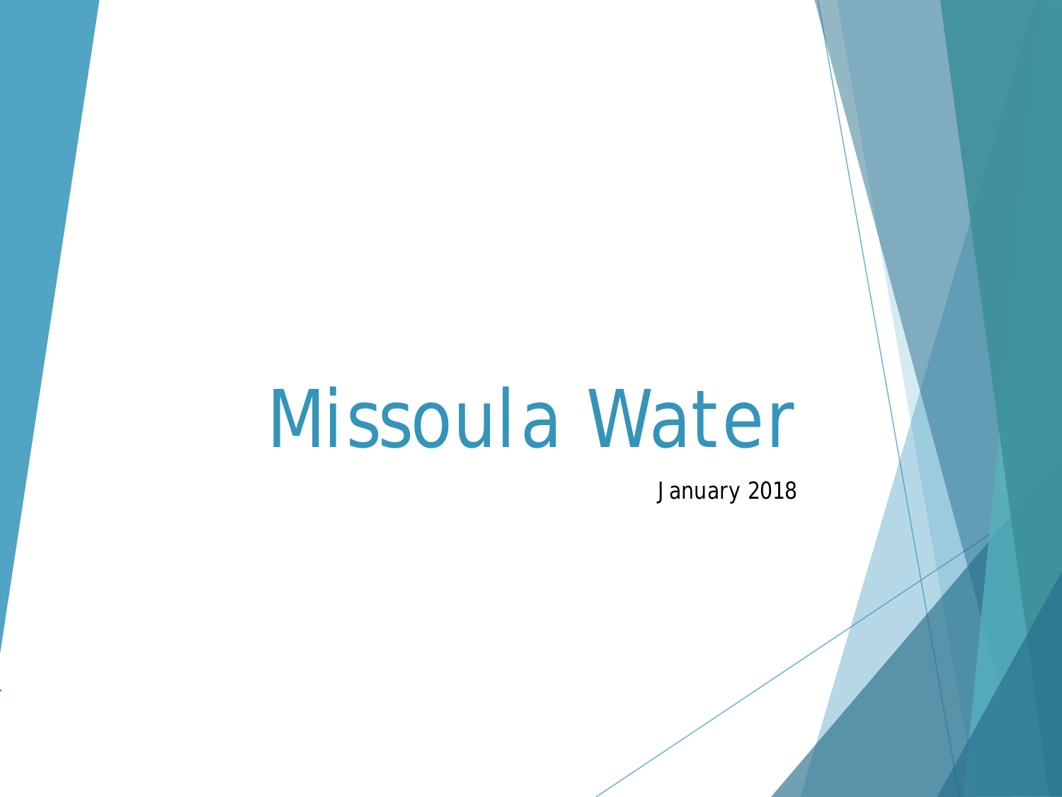# Missoula Water

January 2018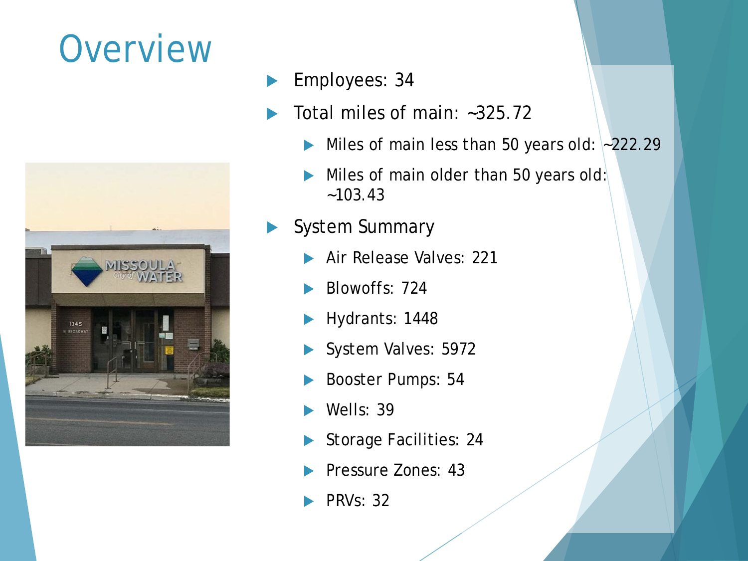# Overview

- Employees: 34
- Total miles of main: ~325.72
  - Miles of main less than 50 years old: ~222.29
  - Miles of main older than 50 years old: ~103.43
- System Summary
  - Air Release Valves: 221
  - Blowoffs: 724
  - Hydrants: 1448
  - System Valves: 5972
  - Booster Pumps: 54
  - Wells: 39
  - Storage Facilities: 24
  - Pressure Zones: 43
  - PRVs: 32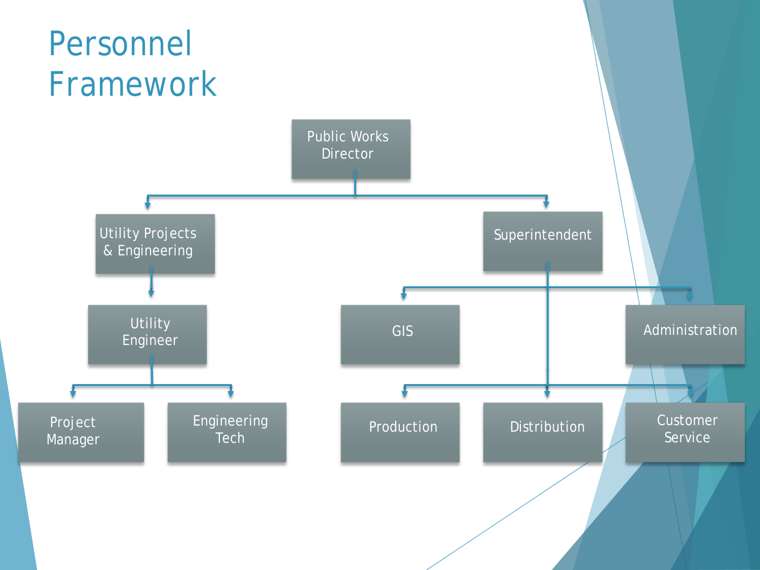# Personnel Framework

- Public Works Director
  - Utility Projects & Engineering
    - Utility Engineer
      - Project Manager
      - Engineering Tech
  - Superintendent
    - GIS
    - Administration
    - Production
    - Distribution
    - Customer Service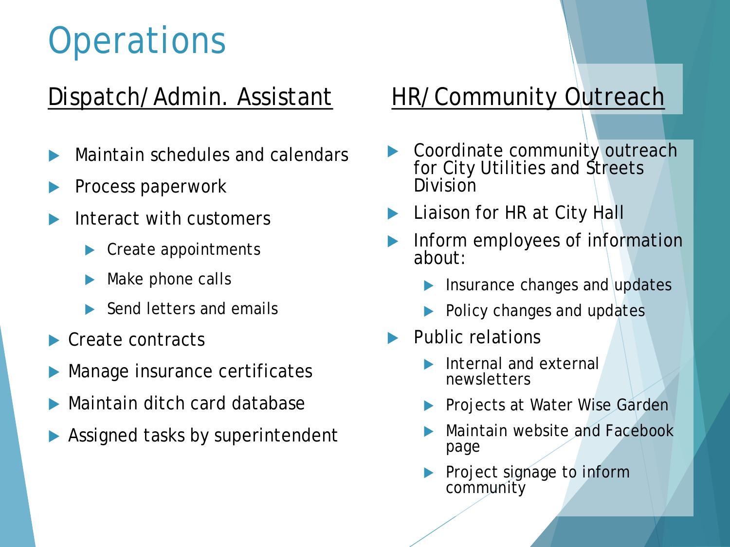# Operations

## Dispatch/Admin. Assistant

- Maintain schedules and calendars
- Process paperwork
- Interact with customers
  - Create appointments
  - Make phone calls
  - Send letters and emails
- Create contracts
- Manage insurance certificates
- Maintain ditch card database
- Assigned tasks by superintendent

## HR/Community Outreach

- Coordinate community outreach for City Utilities and Streets Division
- Liaison for HR at City Hall
- Inform employees of information about:
  - Insurance changes and updates
  - Policy changes and updates
- Public relations
  - Internal and external newsletters
  - Projects at Water Wise Garden
  - Maintain website and Facebook page
  - Project signage to inform community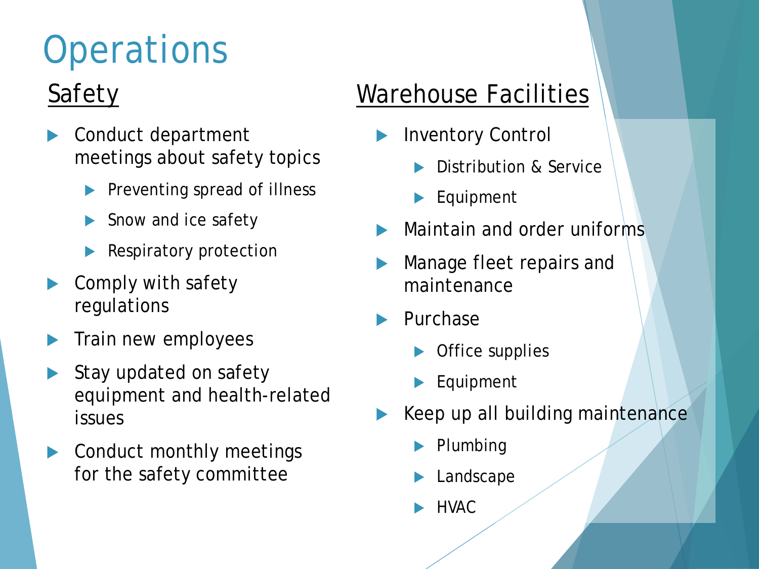# Operations

## Safety

- Conduct department meetings about safety topics
  - Preventing spread of illness
  - Snow and ice safety
  - Respiratory protection
- Comply with safety regulations
- Train new employees
- Stay updated on safety equipment and health-related issues
- Conduct monthly meetings for the safety committee

## Warehouse Facilities

- Inventory Control
  - Distribution & Service
  - Equipment
- Maintain and order uniforms
- Manage fleet repairs and maintenance
- Purchase
  - Office supplies
  - Equipment
- Keep up all building maintenance
  - Plumbing
  - Landscape
  - HVAC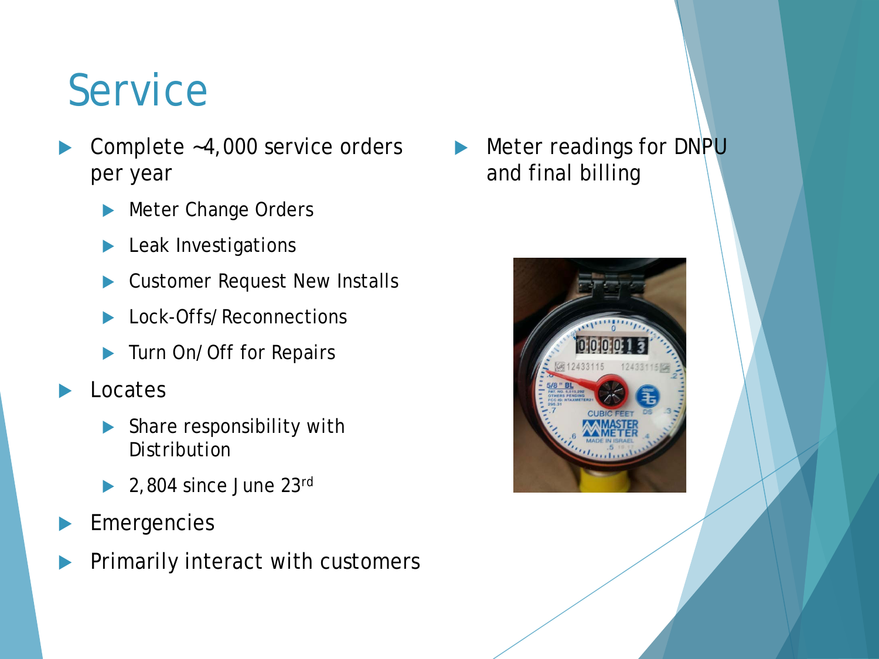# Service

- Complete ~4,000 service orders per year
  - Meter Change Orders
  - Leak Investigations
  - Customer Request New Installs
  - Lock-Offs/Reconnections
  - Turn On/Off for Repairs
- Locates
  - Share responsibility with Distribution
  - 2,804 since June 23rd
- Emergencies
- Primarily interact with customers
- Meter readings for DNPU and final billing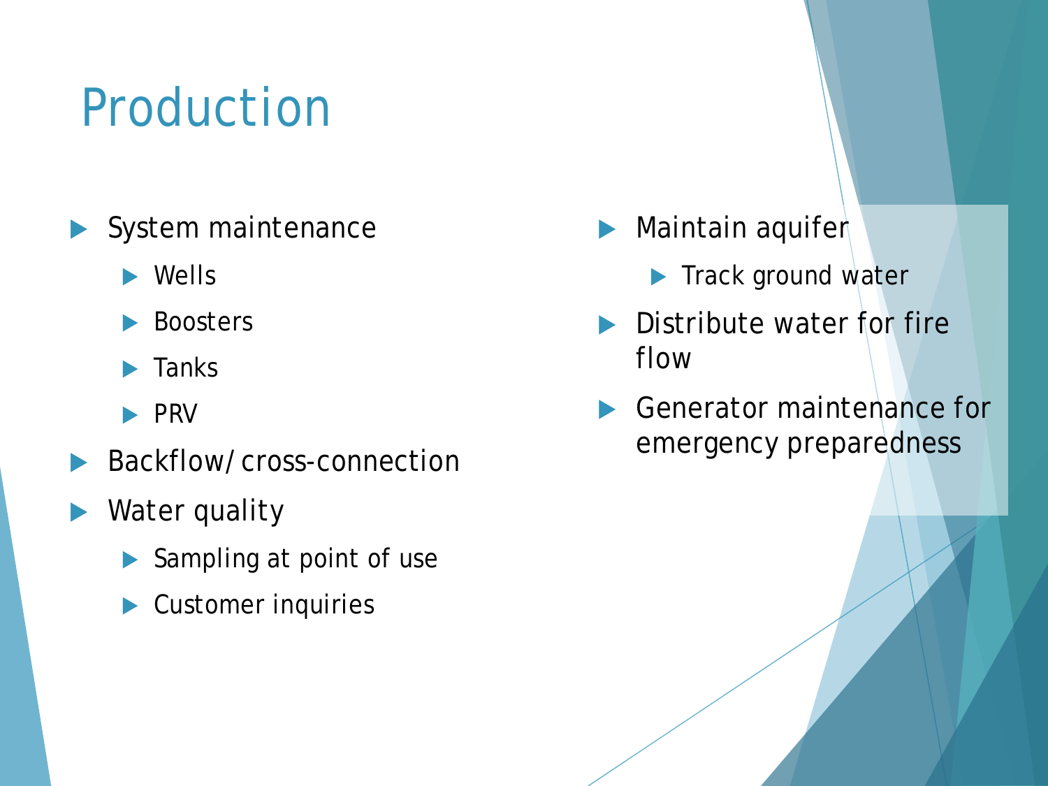# Production

- System maintenance
  - Wells
  - Boosters
  - Tanks
  - PRV
- Backflow/cross-connection
- Water quality
  - Sampling at point of use
  - Customer inquiries
- Maintain aquifer
  - Track ground water
- Distribute water for fire flow
- Generator maintenance for emergency preparedness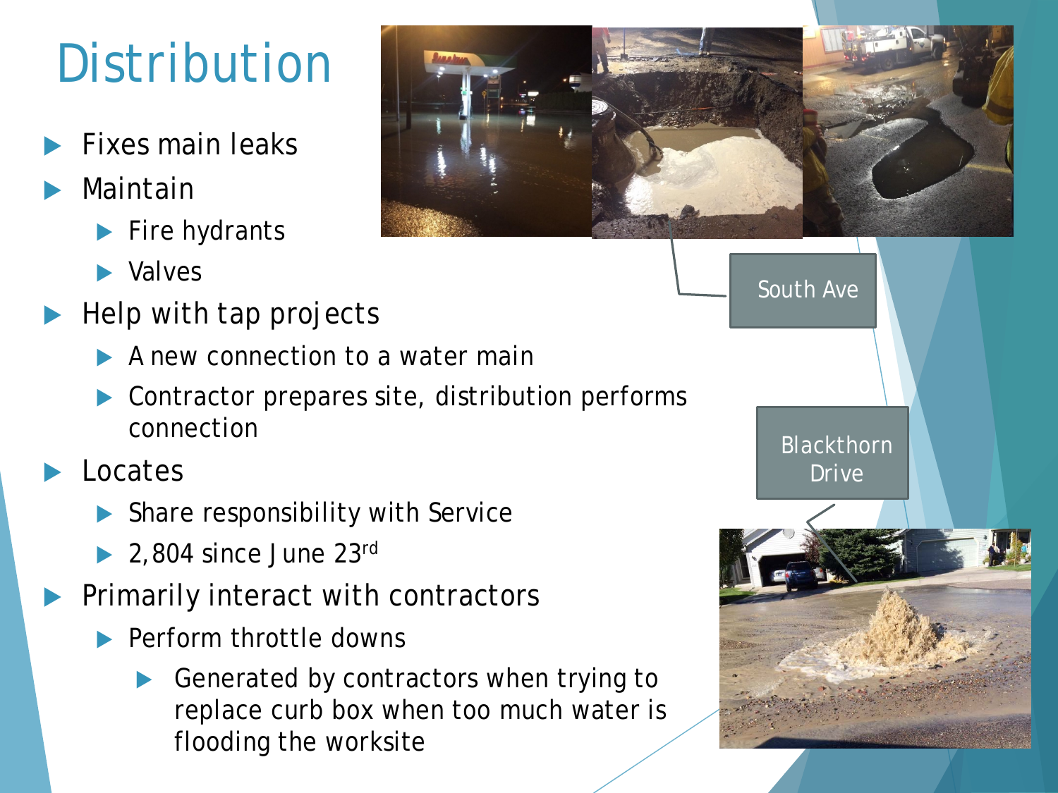# Distribution

- Fixes main leaks
- Maintain
  - Fire hydrants
  - Valves
- Help with tap projects
  - A new connection to a water main
  - Contractor prepares site, distribution performs connection
- Locates
  - Share responsibility with Service
  - 2,804 since June 23rd
- Primarily interact with contractors
  - Perform throttle downs
    - Generated by contractors when trying to replace curb box when too much water is flooding the worksite

South Ave

Blackthorn Drive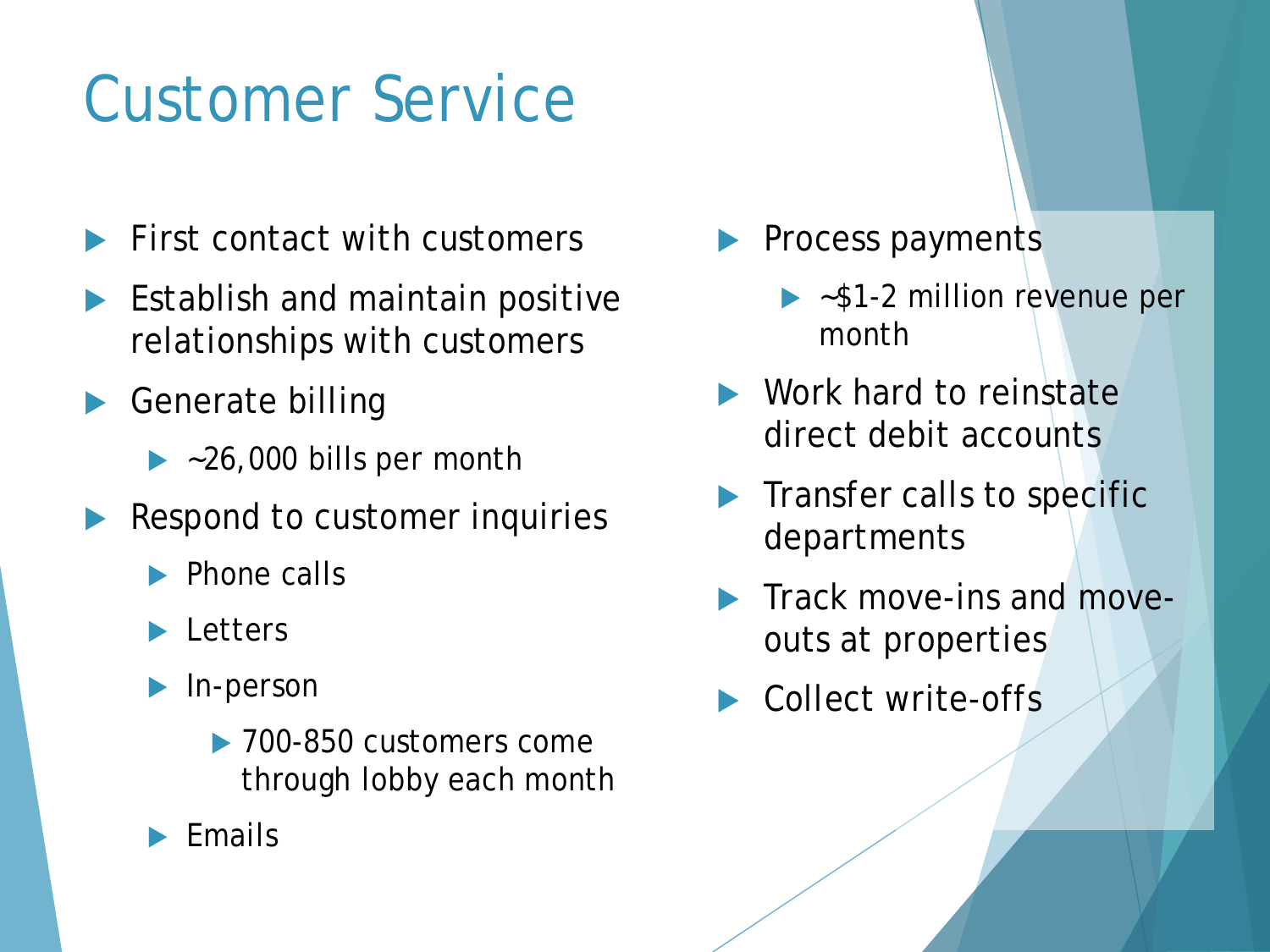# Customer Service

- First contact with customers
- Establish and maintain positive relationships with customers
- Generate billing
  - ~26,000 bills per month
- Respond to customer inquiries
  - Phone calls
  - Letters
  - In-person
    - 700-850 customers come through lobby each month
  - Emails
- Process payments
  - ~$1-2 million revenue per month
- Work hard to reinstate direct debit accounts
- Transfer calls to specific departments
- Track move-ins and move-outs at properties
- Collect write-offs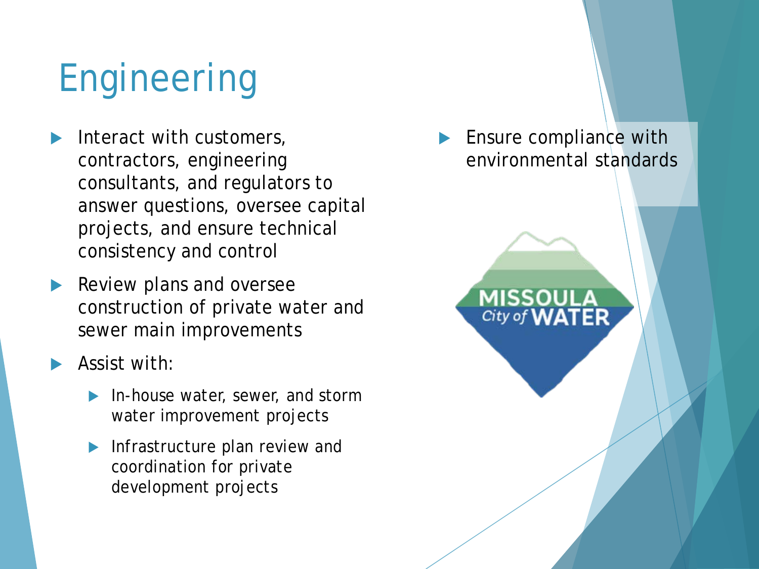# Engineering

- Interact with customers, contractors, engineering consultants, and regulators to answer questions, oversee capital projects, and ensure technical consistency and control
- Review plans and oversee construction of private water and sewer main improvements
- Assist with:
  - In-house water, sewer, and storm water improvement projects
  - Infrastructure plan review and coordination for private development projects
- Ensure compliance with environmental standards

MISSOULA City of WATER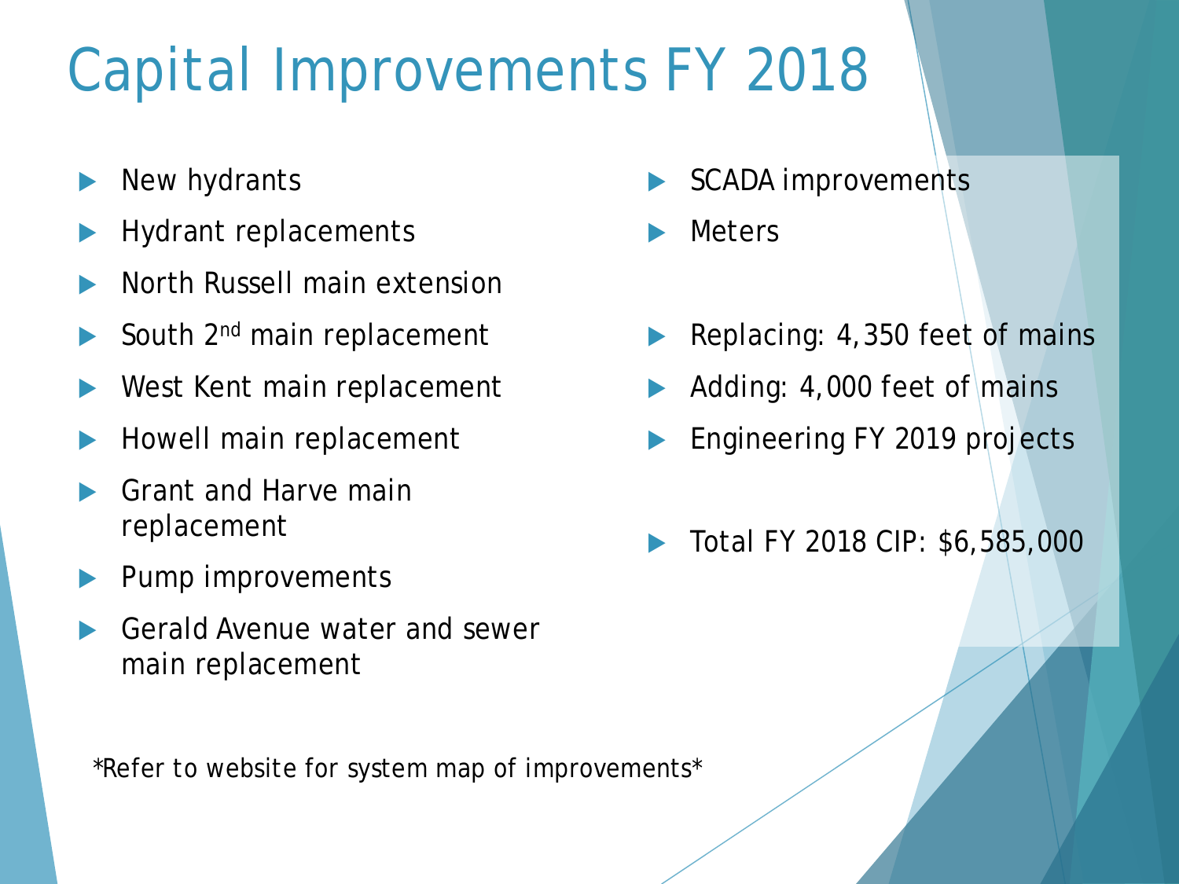# Capital Improvements FY 2018

- New hydrants
- Hydrant replacements
- North Russell main extension
- South 2nd main replacement
- West Kent main replacement
- Howell main replacement
- Grant and Harve main replacement
- Pump improvements
- Gerald Avenue water and sewer main replacement
- SCADA improvements
- Meters

- Replacing: 4,350 feet of mains
- Adding: 4,000 feet of mains
- Engineering FY 2019 projects

- Total FY 2018 CIP: $6,585,000

*Refer to website for system map of improvements*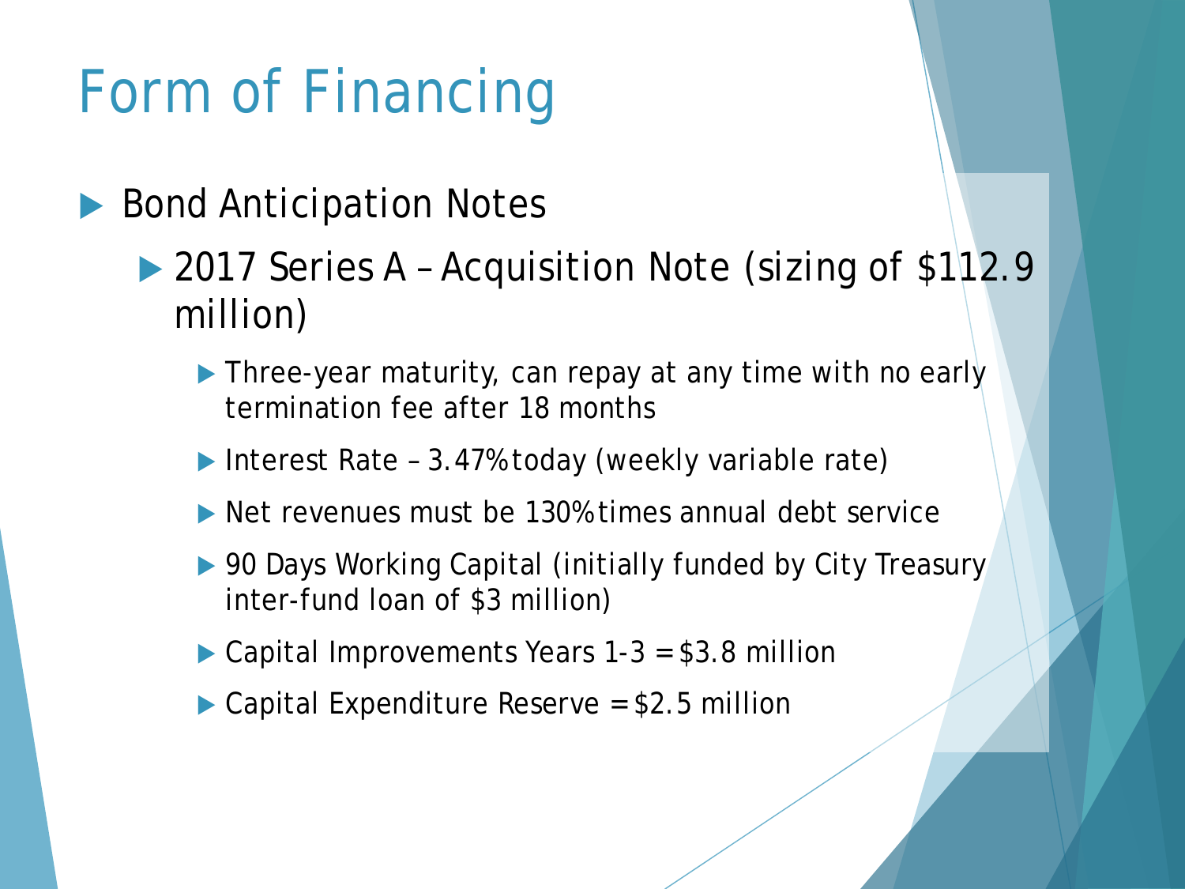# Form of Financing

- Bond Anticipation Notes
  - 2017 Series A – Acquisition Note (sizing of $112.9 million)
    - Three-year maturity, can repay at any time with no early termination fee after 18 months
    - Interest Rate – 3.47% today (weekly variable rate)
    - Net revenues must be 130% times annual debt service
    - 90 Days Working Capital (initially funded by City Treasury inter-fund loan of $3 million)
    - Capital Improvements Years 1-3 = $3.8 million
    - Capital Expenditure Reserve = $2.5 million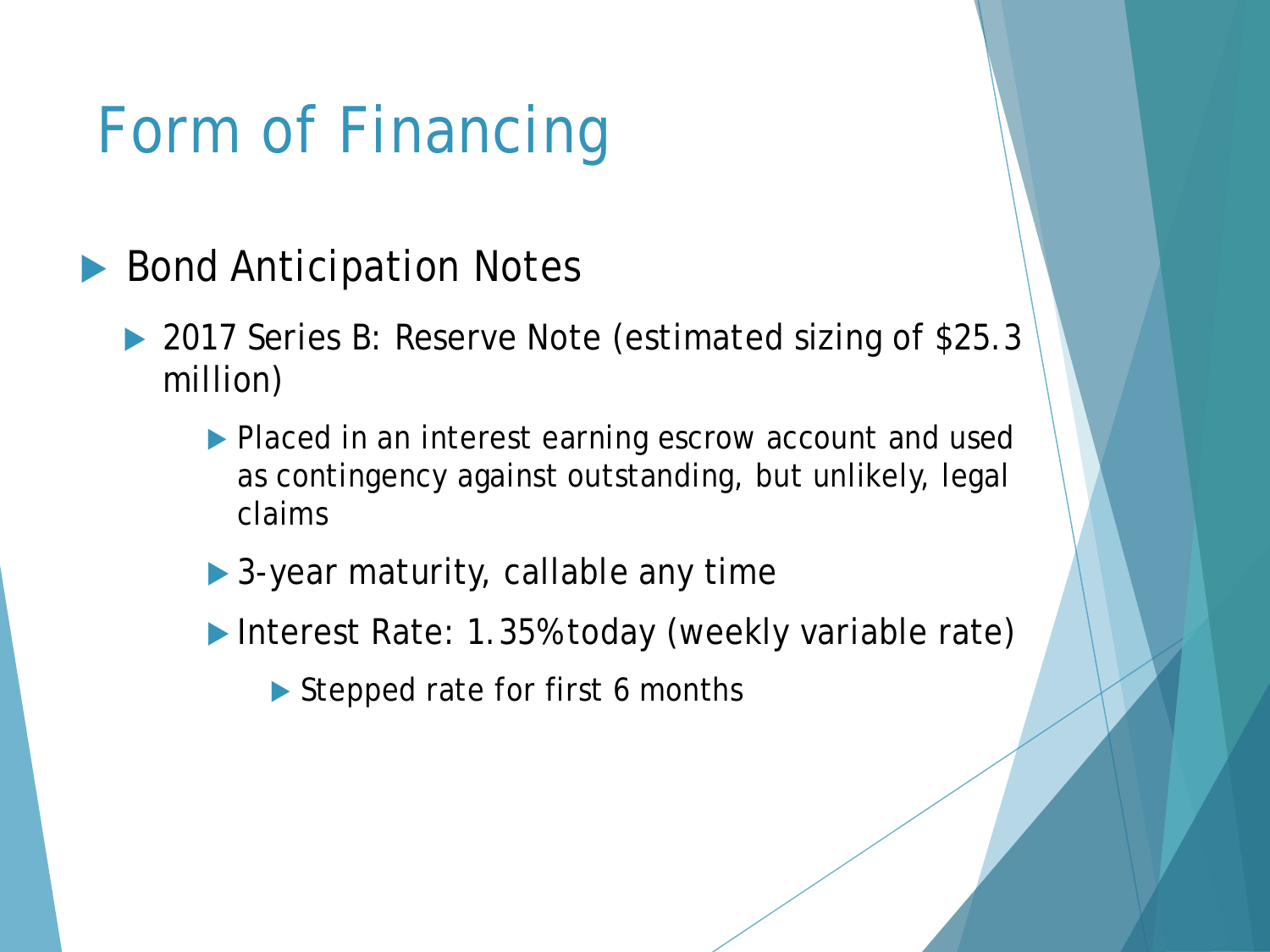# Form of Financing

- Bond Anticipation Notes
  - 2017 Series B: Reserve Note (estimated sizing of $25.3 million)
    - Placed in an interest earning escrow account and used as contingency against outstanding, but unlikely, legal claims
    - 3-year maturity, callable any time
    - Interest Rate: 1.35% today (weekly variable rate)
      - Stepped rate for first 6 months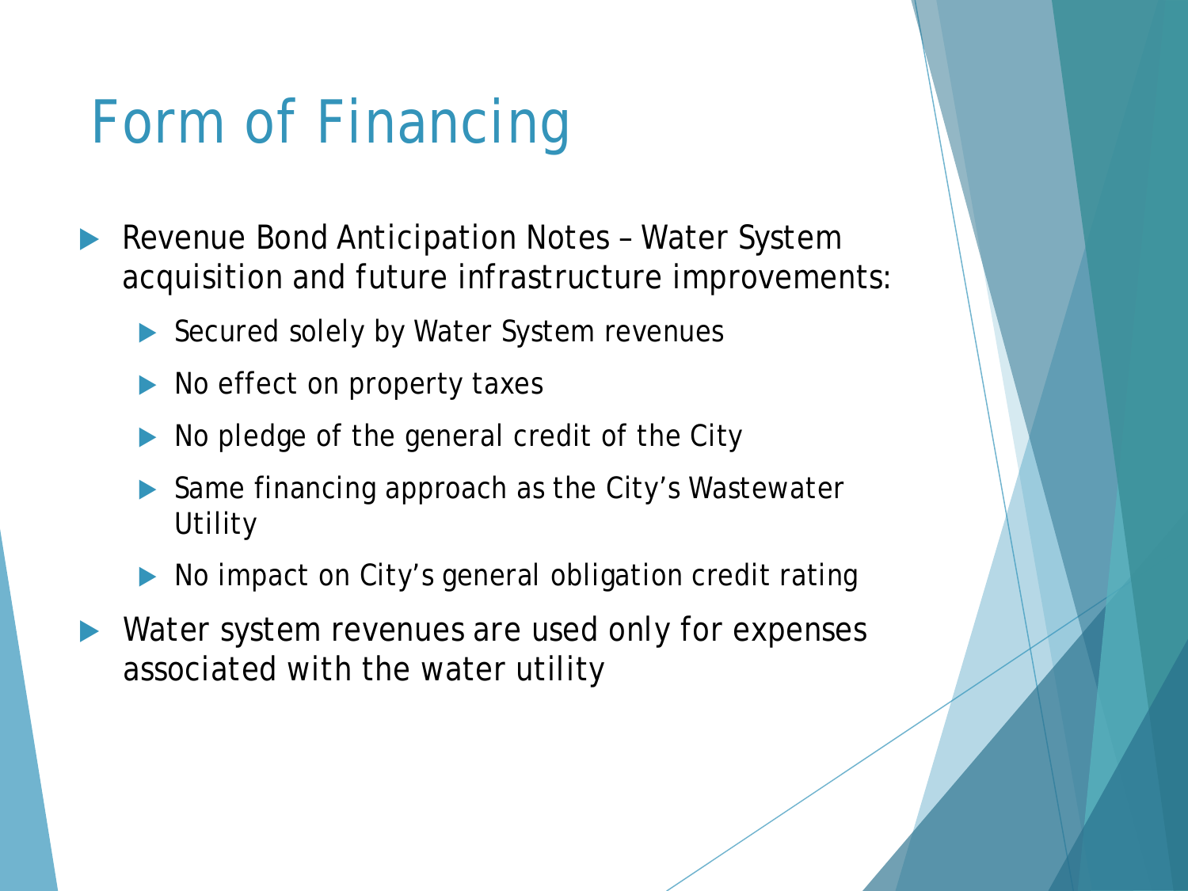# Form of Financing

- Revenue Bond Anticipation Notes – Water System acquisition and future infrastructure improvements:
  - Secured solely by Water System revenues
  - No effect on property taxes
  - No pledge of the general credit of the City
  - Same financing approach as the City's Wastewater Utility
  - No impact on City's general obligation credit rating
- Water system revenues are used only for expenses associated with the water utility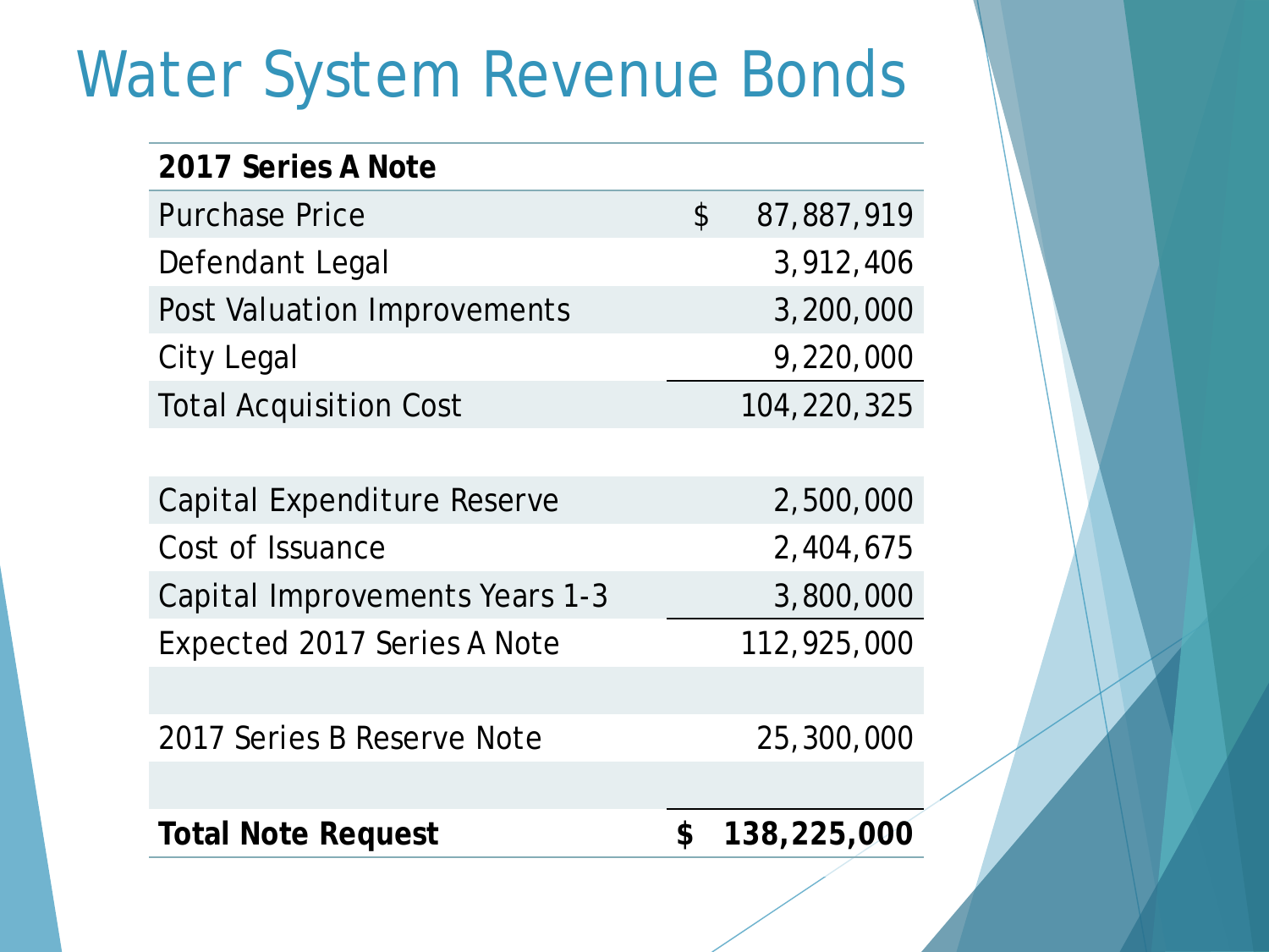# Water System Revenue Bonds

| **2017 Series A Note** | |
|---|---|
| Purchase Price | $ 87,887,919 |
| Defendant Legal | 3,912,406 |
| Post Valuation Improvements | 3,200,000 |
| City Legal | 9,220,000 |
| Total Acquisition Cost | 104,220,325 |
| | |
| Capital Expenditure Reserve | 2,500,000 |
| Cost of Issuance | 2,404,675 |
| Capital Improvements Years 1-3 | 3,800,000 |
| Expected 2017 Series A Note | 112,925,000 |
| | |
| 2017 Series B Reserve Note | 25,300,000 |
| | |
| **Total Note Request** | **$ 138,225,000** |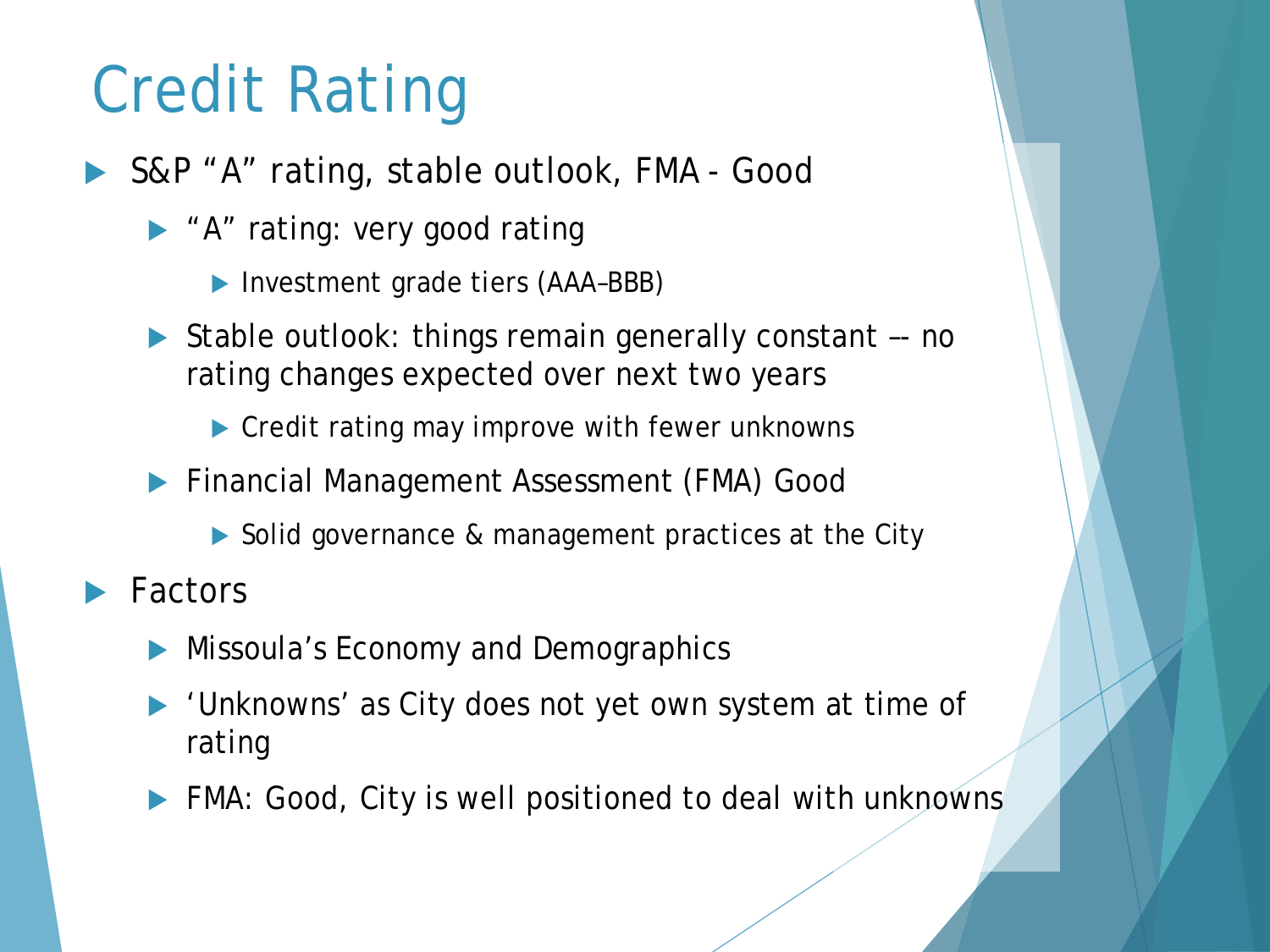# Credit Rating

- S&P "A" rating, stable outlook, FMA - Good
  - "A" rating: very good rating
    - Investment grade tiers (AAA–BBB)
  - Stable outlook: things remain generally constant –- no rating changes expected over next two years
    - Credit rating may improve with fewer unknowns
  - Financial Management Assessment (FMA) Good
    - Solid governance & management practices at the City
- Factors
  - Missoula's Economy and Demographics
  - 'Unknowns' as City does not yet own system at time of rating
  - FMA: Good, City is well positioned to deal with unknowns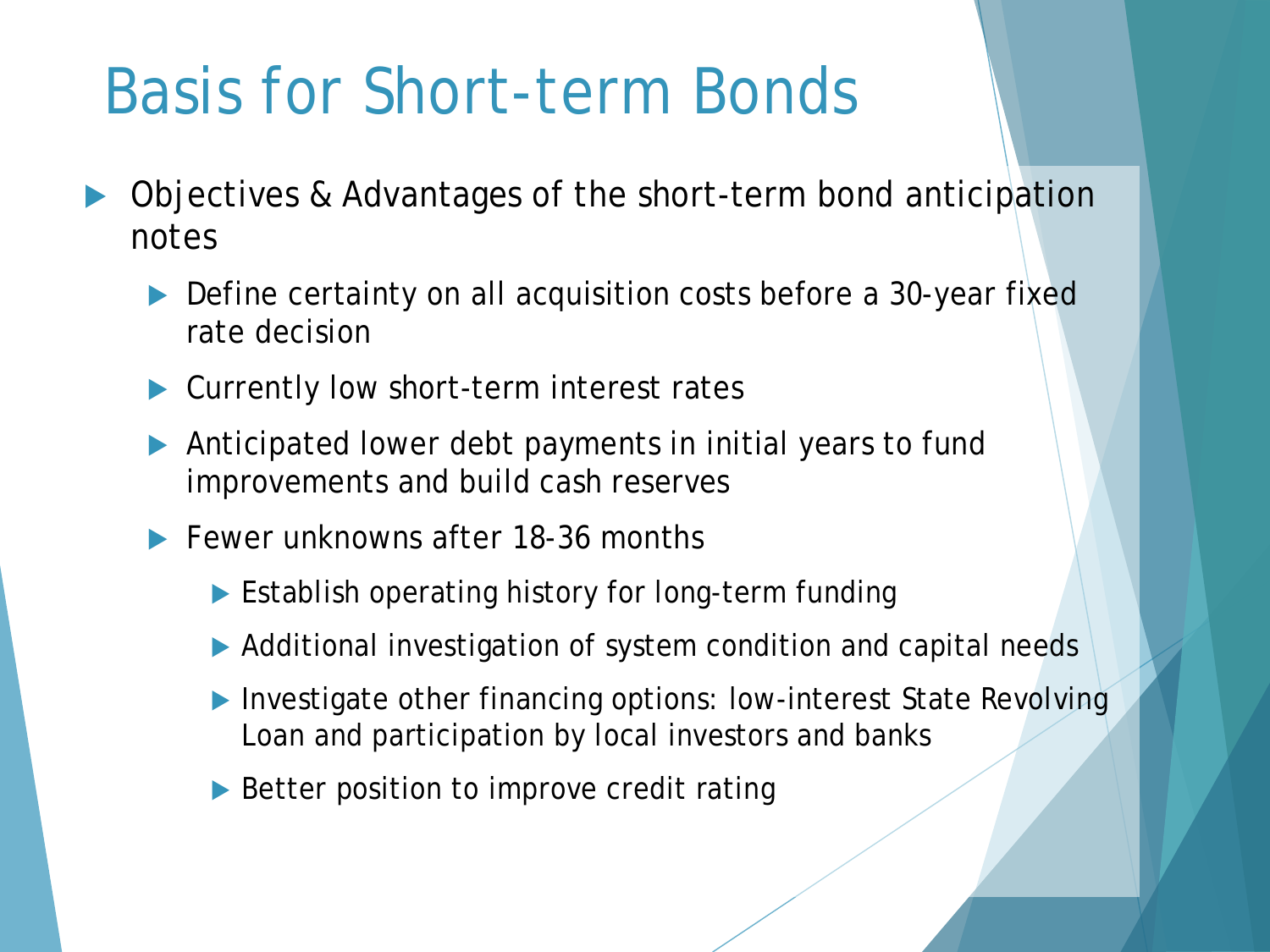# Basis for Short-term Bonds

- Objectives & Advantages of the short-term bond anticipation notes
  - Define certainty on all acquisition costs before a 30-year fixed rate decision
  - Currently low short-term interest rates
  - Anticipated lower debt payments in initial years to fund improvements and build cash reserves
  - Fewer unknowns after 18-36 months
    - Establish operating history for long-term funding
    - Additional investigation of system condition and capital needs
    - Investigate other financing options: low-interest State Revolving Loan and participation by local investors and banks
    - Better position to improve credit rating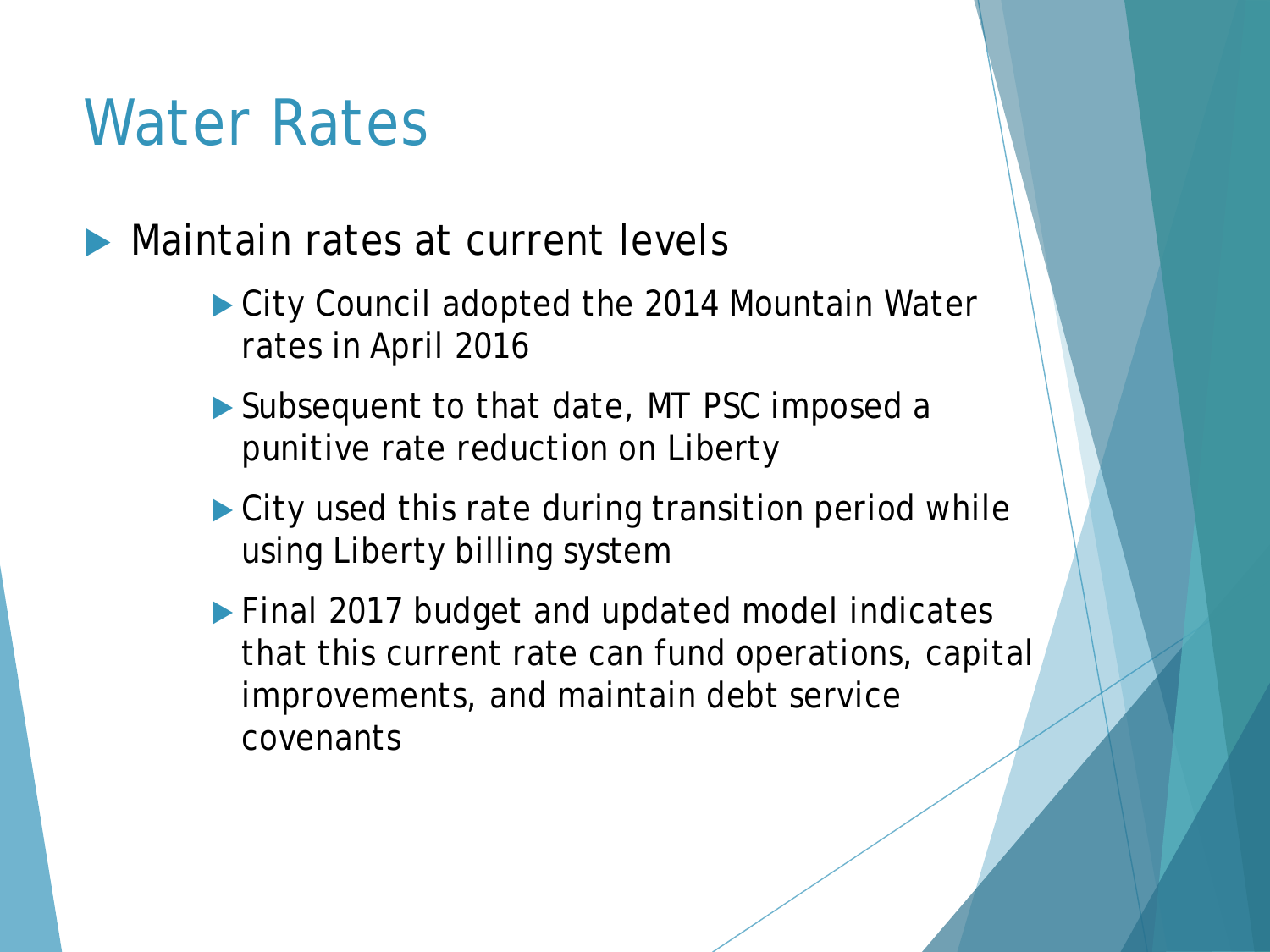# Water Rates

- Maintain rates at current levels
  - City Council adopted the 2014 Mountain Water rates in April 2016
  - Subsequent to that date, MT PSC imposed a punitive rate reduction on Liberty
  - City used this rate during transition period while using Liberty billing system
  - Final 2017 budget and updated model indicates that this current rate can fund operations, capital improvements, and maintain debt service covenants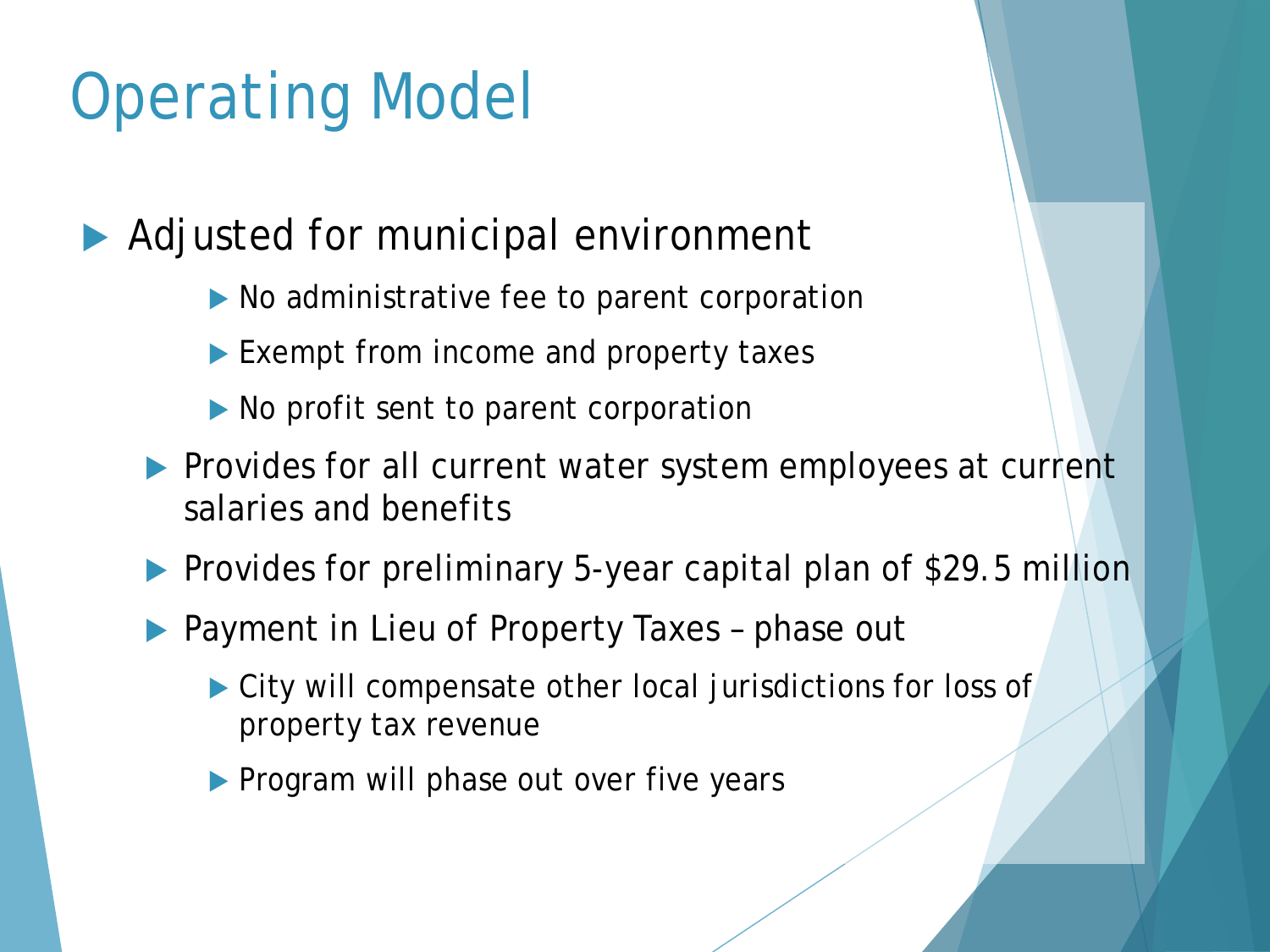# Operating Model

- Adjusted for municipal environment
  - No administrative fee to parent corporation
  - Exempt from income and property taxes
  - No profit sent to parent corporation
- Provides for all current water system employees at current salaries and benefits
- Provides for preliminary 5-year capital plan of $29.5 million
- Payment in Lieu of Property Taxes – phase out
  - City will compensate other local jurisdictions for loss of property tax revenue
  - Program will phase out over five years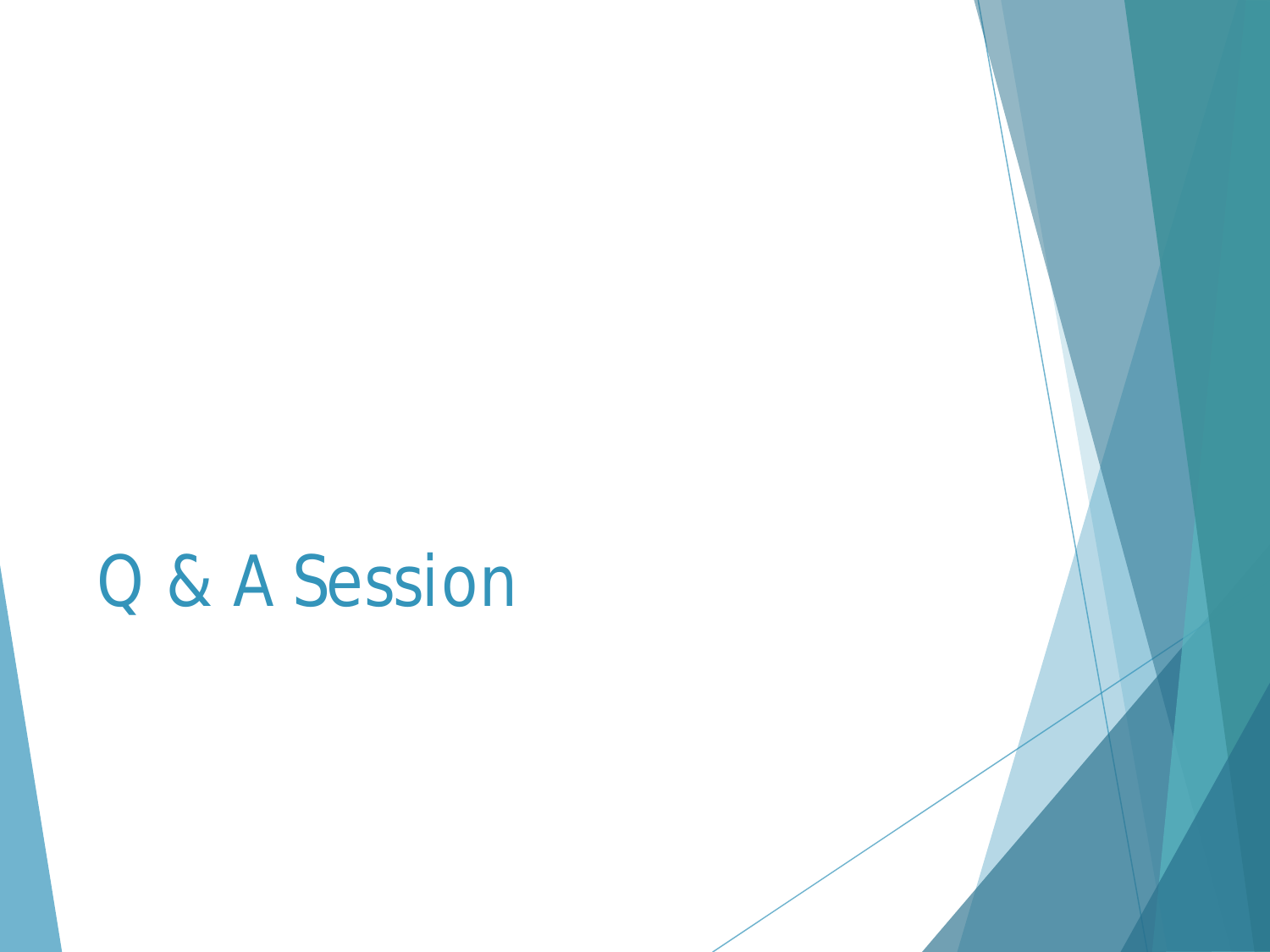# Q & A Session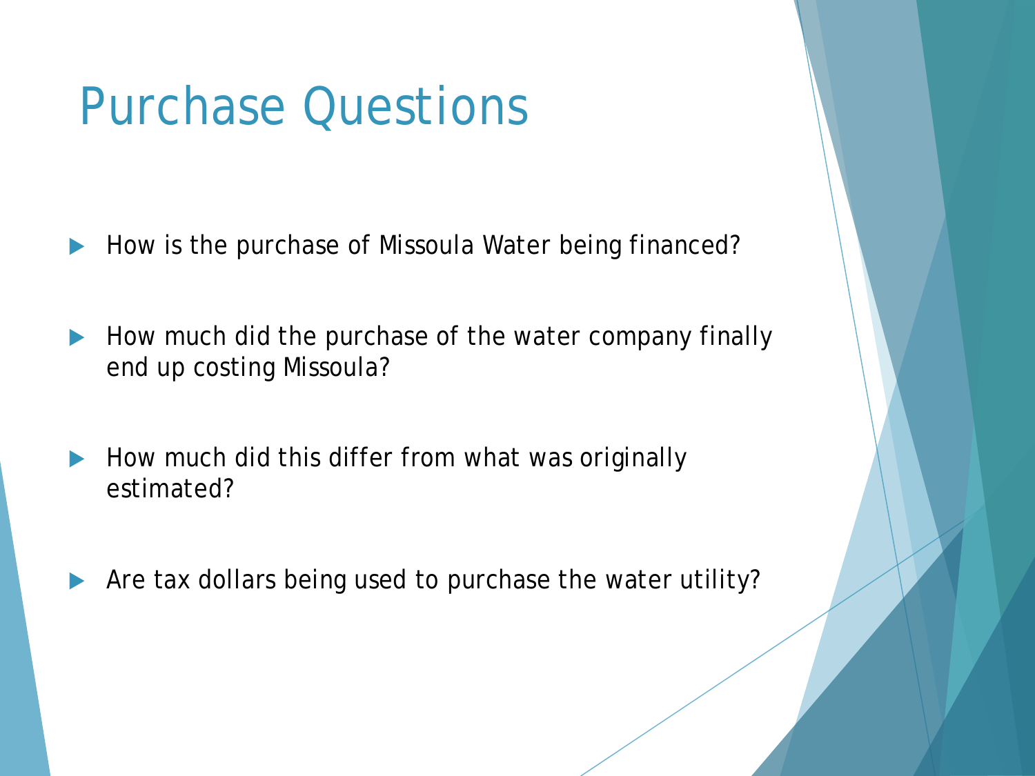# Purchase Questions

- How is the purchase of Missoula Water being financed?
- How much did the purchase of the water company finally end up costing Missoula?
- How much did this differ from what was originally estimated?
- Are tax dollars being used to purchase the water utility?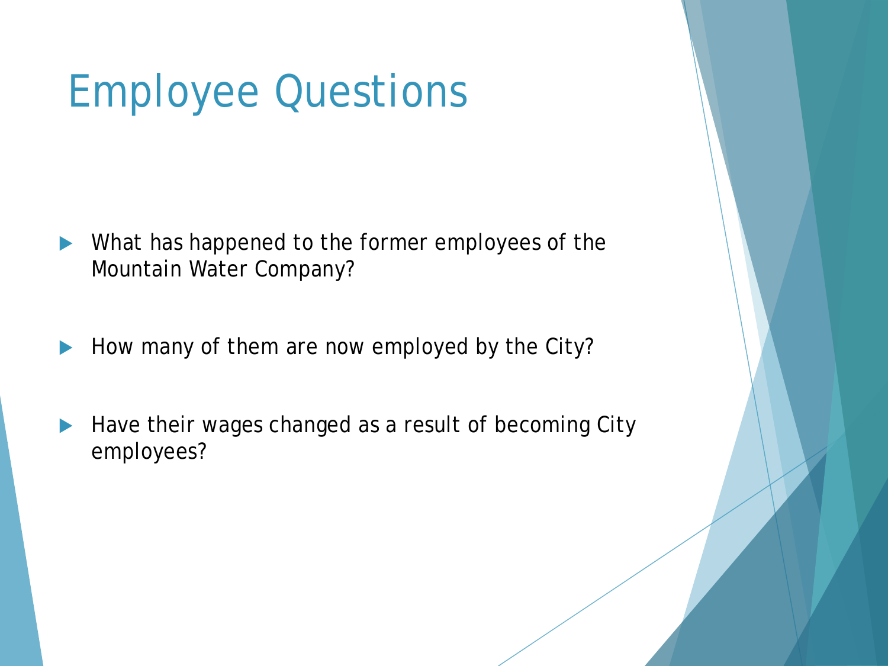# Employee Questions

- What has happened to the former employees of the Mountain Water Company?
- How many of them are now employed by the City?
- Have their wages changed as a result of becoming City employees?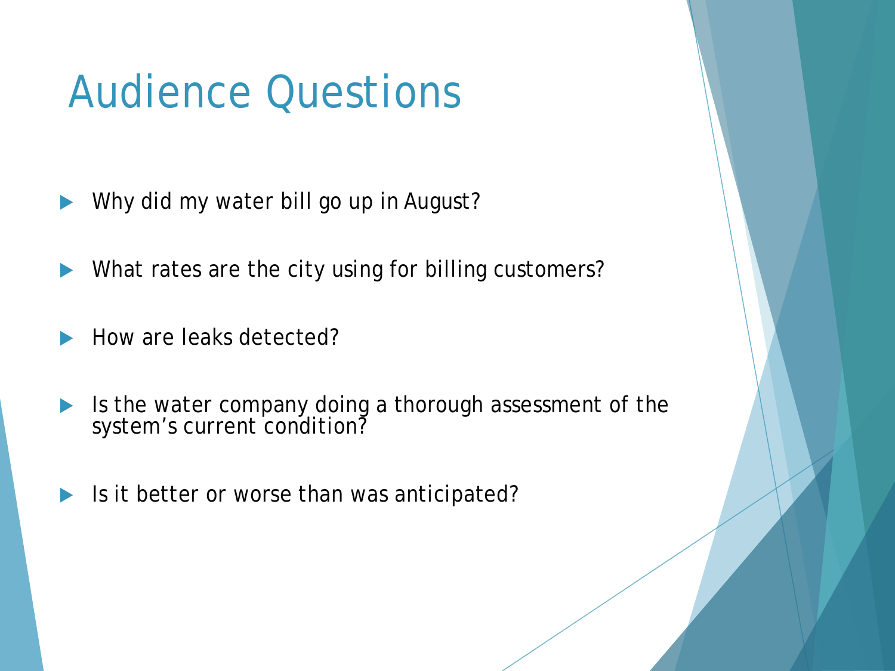# Audience Questions

- Why did my water bill go up in August?
- What rates are the city using for billing customers?
- How are leaks detected?
- Is the water company doing a thorough assessment of the system's current condition?
- Is it better or worse than was anticipated?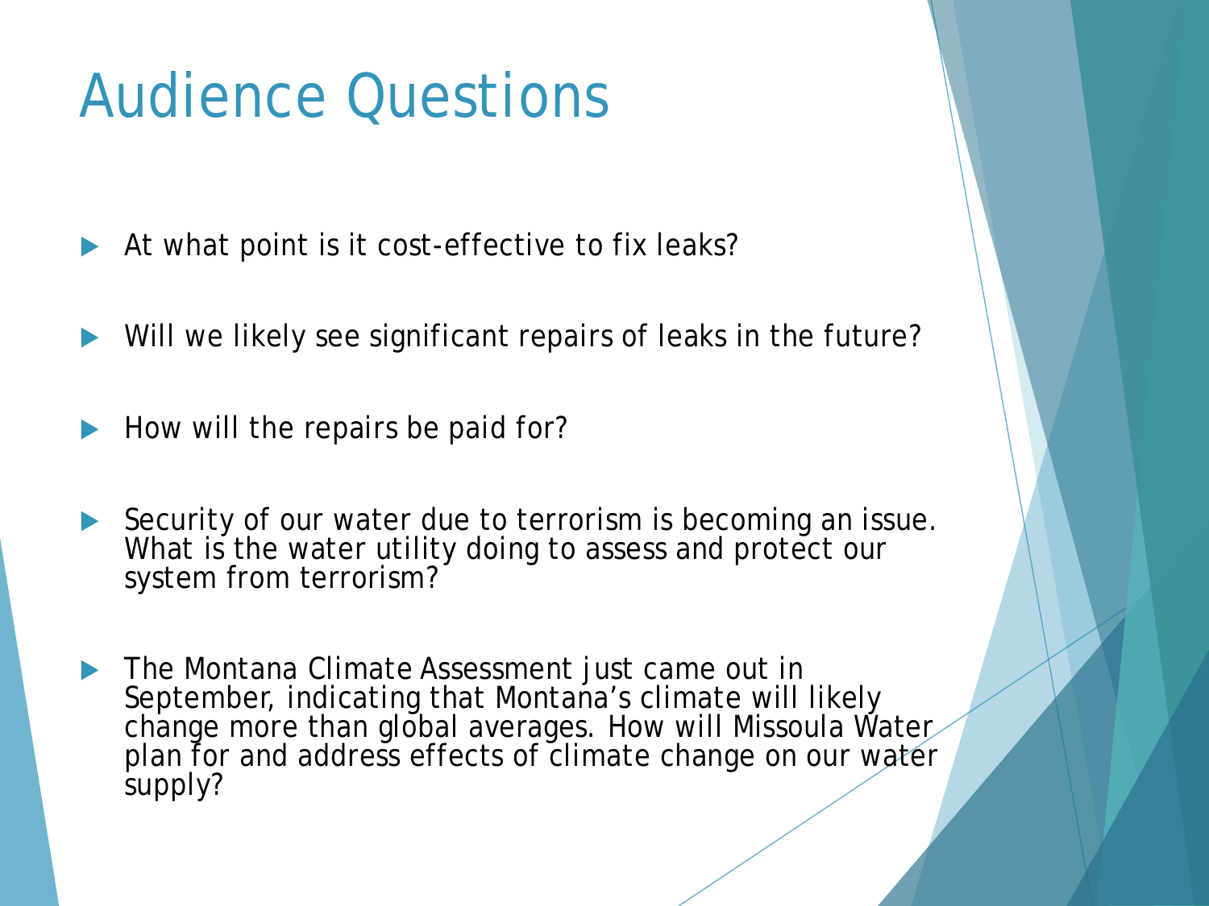# Audience Questions

- At what point is it cost-effective to fix leaks?
- Will we likely see significant repairs of leaks in the future?
- How will the repairs be paid for?
- Security of our water due to terrorism is becoming an issue. What is the water utility doing to assess and protect our system from terrorism?
- The Montana Climate Assessment just came out in September, indicating that Montana's climate will likely change more than global averages. How will Missoula Water plan for and address effects of climate change on our water supply?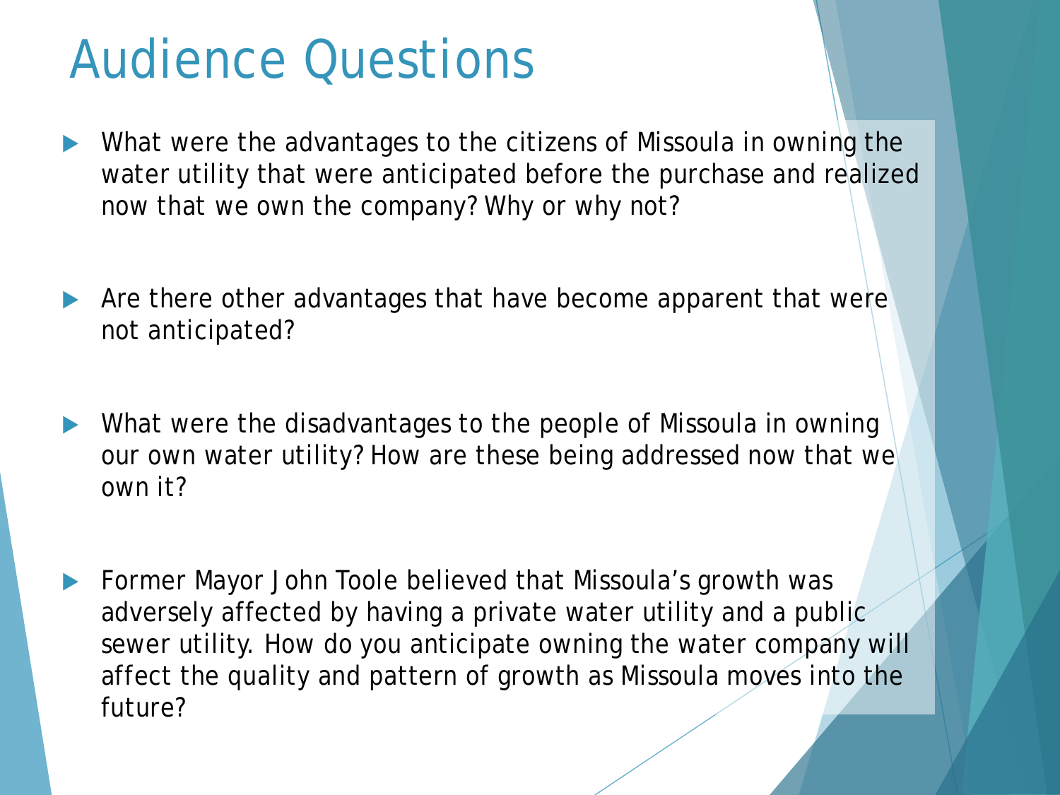# Audience Questions

- What were the advantages to the citizens of Missoula in owning the water utility that were anticipated before the purchase and realized now that we own the company? Why or why not?

- Are there other advantages that have become apparent that were not anticipated?

- What were the disadvantages to the people of Missoula in owning our own water utility? How are these being addressed now that we own it?

- Former Mayor John Toole believed that Missoula's growth was adversely affected by having a private water utility and a public sewer utility. How do you anticipate owning the water company will affect the quality and pattern of growth as Missoula moves into the future?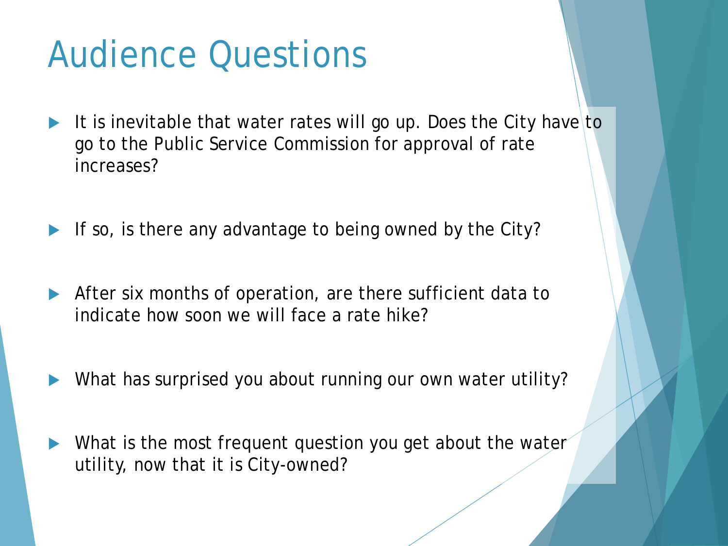# Audience Questions

- It is inevitable that water rates will go up. Does the City have to go to the Public Service Commission for approval of rate increases?
- If so, is there any advantage to being owned by the City?
- After six months of operation, are there sufficient data to indicate how soon we will face a rate hike?
- What has surprised you about running our own water utility?
- What is the most frequent question you get about the water utility, now that it is City-owned?